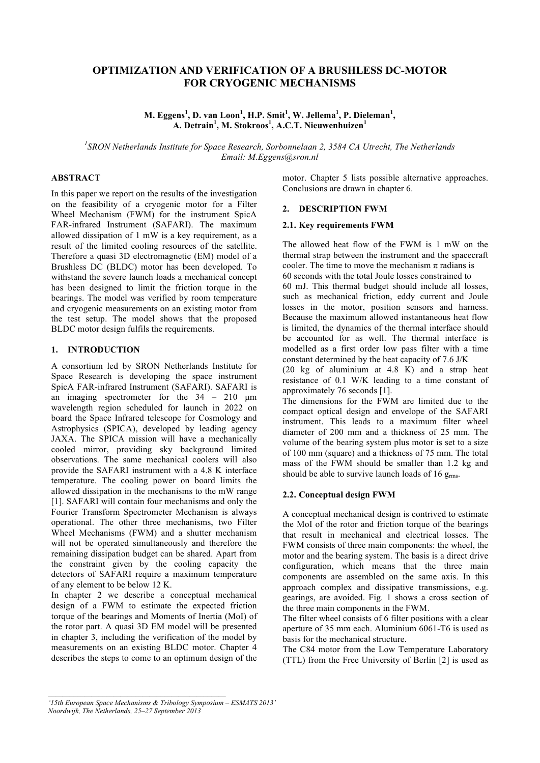# OPTIMIZATION AND VERIFICATION OF A BRUSHLESS DC-MOTOR FOR CRYOGENIC MECHANISMS

**M. Eggens[1], D. van Loon[1], H.P. Smit[1], W. Jellema[1], P. Dieleman[1], A. Detrain[1], M. Stokroos[1], A.C.T. Nieuwenhuizen[1]**

[1]*SRON Netherlands Institute for Space Research, Sorbonnelaan 2, 3584 CA Utrecht, The Netherlands*
*Email: M.Eggens@sron.nl*

## ABSTRACT

In this paper we report on the results of the investigation on the feasibility of a cryogenic motor for a Filter Wheel Mechanism (FWM) for the instrument SpicA FAR-infrared Instrument (SAFARI). The maximum allowed dissipation of 1 mW is a key requirement, as a result of the limited cooling resources of the satellite. Therefore a quasi 3D electromagnetic (EM) model of a Brushless DC (BLDC) motor has been developed. To withstand the severe launch loads a mechanical concept has been designed to limit the friction torque in the bearings. The model was verified by room temperature and cryogenic measurements on an existing motor from the test setup. The model shows that the proposed BLDC motor design fulfils the requirements.

## 1. INTRODUCTION

A consortium led by SRON Netherlands Institute for Space Research is developing the space instrument SpicA FAR-infrared Instrument (SAFARI). SAFARI is an imaging spectrometer for the 34 – 210 μm wavelength region scheduled for launch in 2022 on board the Space Infrared telescope for Cosmology and Astrophysics (SPICA), developed by leading agency JAXA. The SPICA mission will have a mechanically cooled mirror, providing sky background limited observations. The same mechanical coolers will also provide the SAFARI instrument with a 4.8 K interface temperature. The cooling power on board limits the allowed dissipation in the mechanisms to the mW range [1]. SAFARI will contain four mechanisms and only the Fourier Transform Spectrometer Mechanism is always operational. The other three mechanisms, two Filter Wheel Mechanisms (FWM) and a shutter mechanism will not be operated simultaneously and therefore the remaining dissipation budget can be shared. Apart from the constraint given by the cooling capacity the detectors of SAFARI require a maximum temperature of any element to be below 12 K.

In chapter 2 we describe a conceptual mechanical design of a FWM to estimate the expected friction torque of the bearings and Moments of Inertia (MoI) of the rotor part. A quasi 3D EM model will be presented in chapter 3, including the verification of the model by measurements on an existing BLDC motor. Chapter 4 describes the steps to come to an optimum design of the motor. Chapter 5 lists possible alternative approaches. Conclusions are drawn in chapter 6.

## 2. DESCRIPTION FWM

### 2.1. Key requirements FWM

The allowed heat flow of the FWM is 1 mW on the thermal strap between the instrument and the spacecraft cooler. The time to move the mechanism π radians is 60 seconds with the total Joule losses constrained to 60 mJ. This thermal budget should include all losses, such as mechanical friction, eddy current and Joule losses in the motor, position sensors and harness. Because the maximum allowed instantaneous heat flow is limited, the dynamics of the thermal interface should be accounted for as well. The thermal interface is modelled as a first order low pass filter with a time constant determined by the heat capacity of 7.6 J/K (20 kg of aluminium at 4.8 K) and a strap heat resistance of 0.1 W/K leading to a time constant of approximately 76 seconds [1].

The dimensions for the FWM are limited due to the compact optical design and envelope of the SAFARI instrument. This leads to a maximum filter wheel diameter of 200 mm and a thickness of 25 mm. The volume of the bearing system plus motor is set to a size of 100 mm (square) and a thickness of 75 mm. The total mass of the FWM should be smaller than 1.2 kg and should be able to survive launch loads of 16 $g_{rms}$.

### 2.2. Conceptual design FWM

A conceptual mechanical design is contrived to estimate the MoI of the rotor and friction torque of the bearings that result in mechanical and electrical losses. The FWM consists of three main components: the wheel, the motor and the bearing system. The basis is a direct drive configuration, which means that the three main components are assembled on the same axis. In this approach complex and dissipative transmissions, e.g. gearings, are avoided. Fig. 1 shows a cross section of the three main components in the FWM.

The filter wheel consists of 6 filter positions with a clear aperture of 35 mm each. Aluminium 6061-T6 is used as basis for the mechanical structure.

The C84 motor from the Low Temperature Laboratory (TTL) from the Free University of Berlin [2] is used as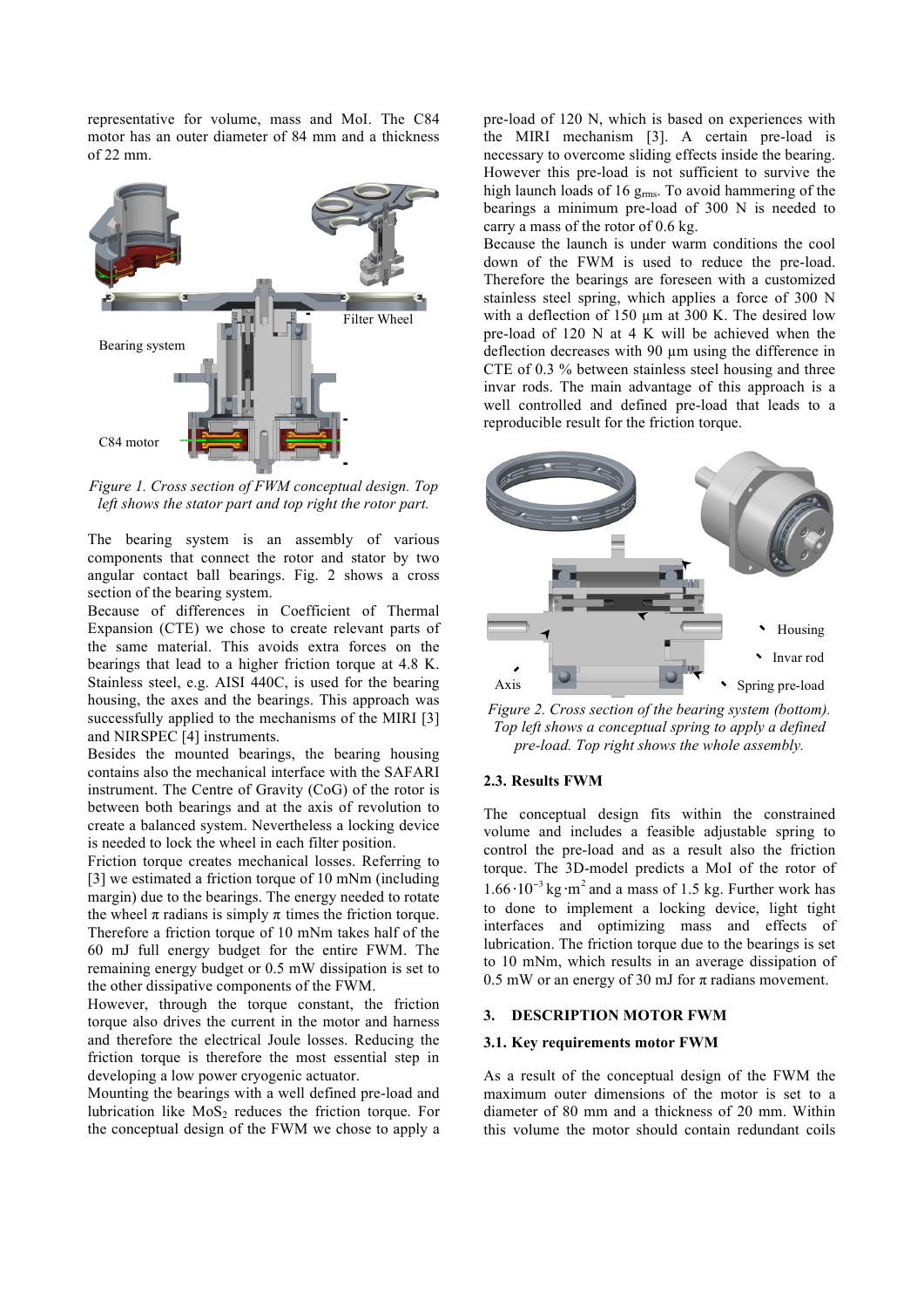representative for volume, mass and MoI. The C84 motor has an outer diameter of 84 mm and a thickness of 22 mm.

*Figure 1. Cross section of FWM conceptual design. Top left shows the stator part and top right the rotor part.*

The bearing system is an assembly of various components that connect the rotor and stator by two angular contact ball bearings. Fig. 2 shows a cross section of the bearing system.

Because of differences in Coefficient of Thermal Expansion (CTE) we chose to create relevant parts of the same material. This avoids extra forces on the bearings that lead to a higher friction torque at 4.8 K. Stainless steel, e.g. AISI 440C, is used for the bearing housing, the axes and the bearings. This approach was successfully applied to the mechanisms of the MIRI [3] and NIRSPEC [4] instruments.

Besides the mounted bearings, the bearing housing contains also the mechanical interface with the SAFARI instrument. The Centre of Gravity (CoG) of the rotor is between both bearings and at the axis of revolution to create a balanced system. Nevertheless a locking device is needed to lock the wheel in each filter position.

Friction torque creates mechanical losses. Referring to [3] we estimated a friction torque of 10 mNm (including margin) due to the bearings. The energy needed to rotate the wheel π radians is simply π times the friction torque. Therefore a friction torque of 10 mNm takes half of the 60 mJ full energy budget for the entire FWM. The remaining energy budget or 0.5 mW dissipation is set to the other dissipative components of the FWM.

However, through the torque constant, the friction torque also drives the current in the motor and harness and therefore the electrical Joule losses. Reducing the friction torque is therefore the most essential step in developing a low power cryogenic actuator.

Mounting the bearings with a well defined pre-load and lubrication like $MoS_2$ reduces the friction torque. For the conceptual design of the FWM we chose to apply a pre-load of 120 N, which is based on experiences with the MIRI mechanism [3]. A certain pre-load is necessary to overcome sliding effects inside the bearing. However this pre-load is not sufficient to survive the high launch loads of 16 $g_{rms}$. To avoid hammering of the bearings a minimum pre-load of 300 N is needed to carry a mass of the rotor of 0.6 kg.

Because the launch is under warm conditions the cool down of the FWM is used to reduce the pre-load. Therefore the bearings are foreseen with a customized stainless steel spring, which applies a force of 300 N with a deflection of 150 µm at 300 K. The desired low pre-load of 120 N at 4 K will be achieved when the deflection decreases with 90 µm using the difference in CTE of 0.3 % between stainless steel housing and three invar rods. The main advantage of this approach is a well controlled and defined pre-load that leads to a reproducible result for the friction torque.

*Figure 2. Cross section of the bearing system (bottom). Top left shows a conceptual spring to apply a defined pre-load. Top right shows the whole assembly.*

### 2.3. Results FWM

The conceptual design fits within the constrained volume and includes a feasible adjustable spring to control the pre-load and as a result also the friction torque. The 3D-model predicts a MoI of the rotor of $1.66 \cdot 10^{-3}\ \mathrm{kg \cdot m^2}$ and a mass of 1.5 kg. Further work has to done to implement a locking device, light tight interfaces and optimizing mass and effects of lubrication. The friction torque due to the bearings is set to 10 mNm, which results in an average dissipation of 0.5 mW or an energy of 30 mJ for π radians movement.

## 3. DESCRIPTION MOTOR FWM

### 3.1. Key requirements motor FWM

As a result of the conceptual design of the FWM the maximum outer dimensions of the motor is set to a diameter of 80 mm and a thickness of 20 mm. Within this volume the motor should contain redundant coils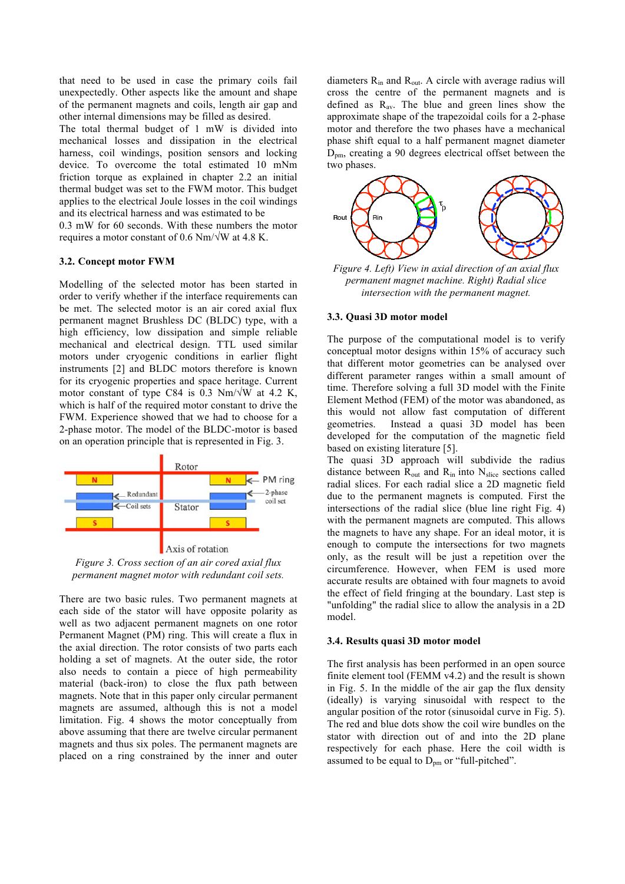that need to be used in case the primary coils fail unexpectedly. Other aspects like the amount and shape of the permanent magnets and coils, length air gap and other internal dimensions may be filled as desired.
The total thermal budget of 1 mW is divided into mechanical losses and dissipation in the electrical harness, coil windings, position sensors and locking device. To overcome the total estimated 10 mNm friction torque as explained in chapter 2.2 an initial thermal budget was set to the FWM motor. This budget applies to the electrical Joule losses in the coil windings and its electrical harness and was estimated to be 0.3 mW for 60 seconds. With these numbers the motor requires a motor constant of 0.6 Nm/√W at 4.8 K.

### 3.2. Concept motor FWM

Modelling of the selected motor has been started in order to verify whether if the interface requirements can be met. The selected motor is an air cored axial flux permanent magnet Brushless DC (BLDC) type, with a high efficiency, low dissipation and simple reliable mechanical and electrical design. TTL used similar motors under cryogenic conditions in earlier flight instruments [2] and BLDC motors therefore is known for its cryogenic properties and space heritage. Current motor constant of type C84 is 0.3 Nm/√W at 4.2 K, which is half of the required motor constant to drive the FWM. Experience showed that we had to choose for a 2-phase motor. The model of the BLDC-motor is based on an operation principle that is represented in Fig. 3.

*Figure 3. Cross section of an air cored axial flux permanent magnet motor with redundant coil sets.*

There are two basic rules. Two permanent magnets at each side of the stator will have opposite polarity as well as two adjacent permanent magnets on one rotor Permanent Magnet (PM) ring. This will create a flux in the axial direction. The rotor consists of two parts each holding a set of magnets. At the outer side, the rotor also needs to contain a piece of high permeability material (back-iron) to close the flux path between magnets. Note that in this paper only circular permanent magnets are assumed, although this is not a model limitation. Fig. 4 shows the motor conceptually from above assuming that there are twelve circular permanent magnets and thus six poles. The permanent magnets are placed on a ring constrained by the inner and outer diameters $R_{in}$ and $R_{out}$. A circle with average radius will cross the centre of the permanent magnets and is defined as $R_{av}$. The blue and green lines show the approximate shape of the trapezoidal coils for a 2-phase motor and therefore the two phases have a mechanical phase shift equal to a half permanent magnet diameter $D_{pm}$, creating a 90 degrees electrical offset between the two phases.

*Figure 4. Left) View in axial direction of an axial flux permanent magnet machine. Right) Radial slice intersection with the permanent magnet.*

### 3.3. Quasi 3D motor model

The purpose of the computational model is to verify conceptual motor designs within 15% of accuracy such that different motor geometries can be analysed over different parameter ranges within a small amount of time. Therefore solving a full 3D model with the Finite Element Method (FEM) of the motor was abandoned, as this would not allow fast computation of different geometries. Instead a quasi 3D model has been developed for the computation of the magnetic field based on existing literature [5].
The quasi 3D approach will subdivide the radius distance between $R_{out}$ and $R_{in}$ into $N_{slice}$ sections called radial slices. For each radial slice a 2D magnetic field due to the permanent magnets is computed. First the intersections of the radial slice (blue line right Fig. 4) with the permanent magnets are computed. This allows the magnets to have any shape. For an ideal motor, it is enough to compute the intersections for two magnets only, as the result will be just a repetition over the circumference. However, when FEM is used more accurate results are obtained with four magnets to avoid the effect of field fringing at the boundary. Last step is "unfolding" the radial slice to allow the analysis in a 2D model.

### 3.4. Results quasi 3D motor model

The first analysis has been performed in an open source finite element tool (FEMM v4.2) and the result is shown in Fig. 5. In the middle of the air gap the flux density (ideally) is varying sinusoidal with respect to the angular position of the rotor (sinusoidal curve in Fig. 5). The red and blue dots show the coil wire bundles on the stator with direction out of and into the 2D plane respectively for each phase. Here the coil width is assumed to be equal to $D_{pm}$ or "full-pitched".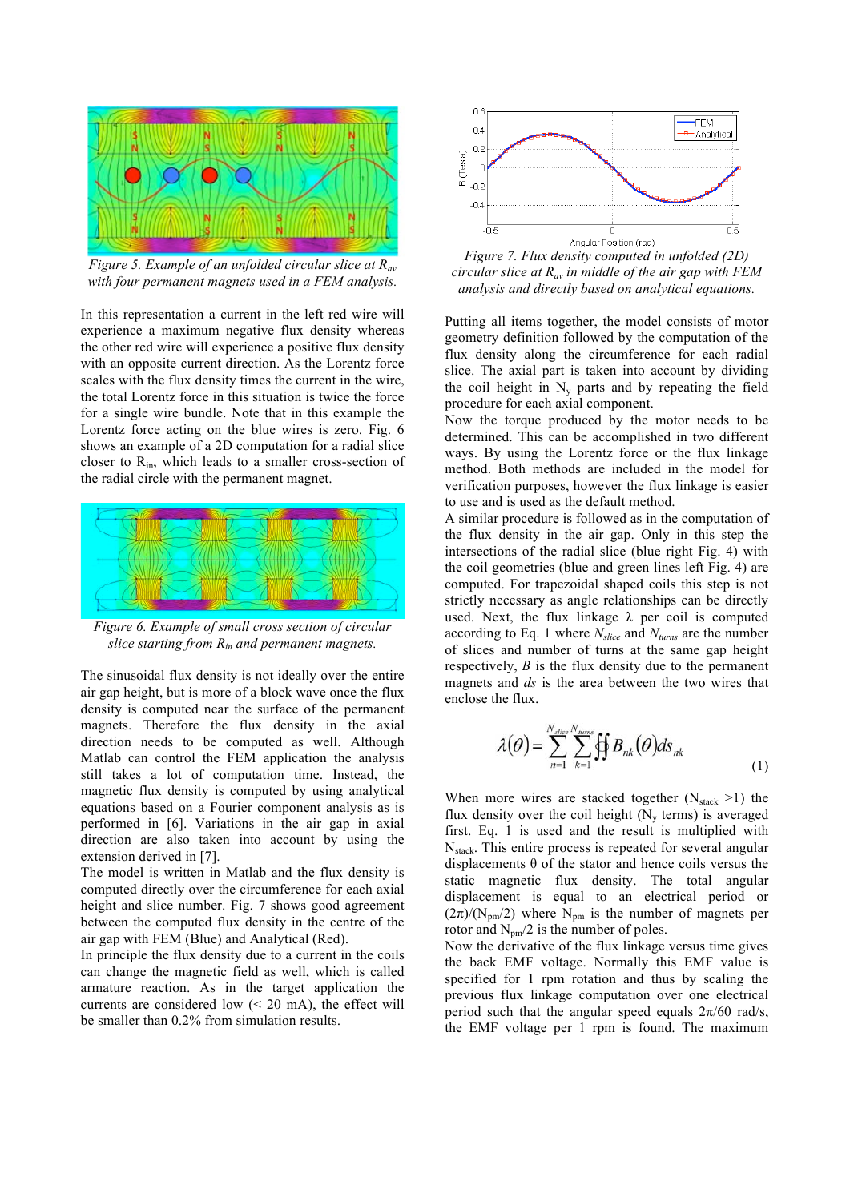*Figure 5. Example of an unfolded circular slice at $R_{av}$ with four permanent magnets used in a FEM analysis.*

In this representation a current in the left red wire will experience a maximum negative flux density whereas the other red wire will experience a positive flux density with an opposite current direction. As the Lorentz force scales with the flux density times the current in the wire, the total Lorentz force in this situation is twice the force for a single wire bundle. Note that in this example the Lorentz force acting on the blue wires is zero. Fig. 6 shows an example of a 2D computation for a radial slice closer to $R_{in}$, which leads to a smaller cross-section of the radial circle with the permanent magnet.

*Figure 6. Example of small cross section of circular slice starting from $R_{in}$ and permanent magnets.*

The sinusoidal flux density is not ideally over the entire air gap height, but is more of a block wave once the flux density is computed near the surface of the permanent magnets. Therefore the flux density in the axial direction needs to be computed as well. Although Matlab can control the FEM application the analysis still takes a lot of computation time. Instead, the magnetic flux density is computed by using analytical equations based on a Fourier component analysis as is performed in [6]. Variations in the air gap in axial direction are also taken into account by using the extension derived in [7].

The model is written in Matlab and the flux density is computed directly over the circumference for each axial height and slice number. Fig. 7 shows good agreement between the computed flux density in the centre of the air gap with FEM (Blue) and Analytical (Red).

In principle the flux density due to a current in the coils can change the magnetic field as well, which is called armature reaction. As in the target application the currents are considered low (< 20 mA), the effect will be smaller than 0.2% from simulation results.

*Figure 7. Flux density computed in unfolded (2D) circular slice at $R_{av}$ in middle of the air gap with FEM analysis and directly based on analytical equations.*

Putting all items together, the model consists of motor geometry definition followed by the computation of the flux density along the circumference for each radial slice. The axial part is taken into account by dividing the coil height in $N_y$ parts and by repeating the field procedure for each axial component.

Now the torque produced by the motor needs to be determined. This can be accomplished in two different ways. By using the Lorentz force or the flux linkage method. Both methods are included in the model for verification purposes, however the flux linkage is easier to use and is used as the default method.

A similar procedure is followed as in the computation of the flux density in the air gap. Only in this step the intersections of the radial slice (blue right Fig. 4) with the coil geometries (blue and green lines left Fig. 4) are computed. For trapezoidal shaped coils this step is not strictly necessary as angle relationships can be directly used. Next, the flux linkage $\lambda$ per coil is computed according to Eq. 1 where $N_{slice}$ and $N_{turns}$ are the number of slices and number of turns at the same gap height respectively, $B$ is the flux density due to the permanent magnets and $ds$ is the area between the two wires that enclose the flux.

$$\lambda(\theta) = \sum_{n=1}^{N_{slice}} \sum_{k=1}^{N_{turns}} \oiint B_{nk}(\theta) ds_{nk} \tag{1}$$

When more wires are stacked together ($N_{stack}$ >1) the flux density over the coil height ($N_y$ terms) is averaged first. Eq. 1 is used and the result is multiplied with $N_{stack}$. This entire process is repeated for several angular displacements $\theta$ of the stator and hence coils versus the static magnetic flux density. The total angular displacement is equal to an electrical period or $(2\pi)/(N_{pm}/2)$ where $N_{pm}$ is the number of magnets per rotor and $N_{pm}/2$ is the number of poles.

Now the derivative of the flux linkage versus time gives the back EMF voltage. Normally this EMF value is specified for 1 rpm rotation and thus by scaling the previous flux linkage computation over one electrical period such that the angular speed equals $2\pi/60$ rad/s, the EMF voltage per 1 rpm is found. The maximum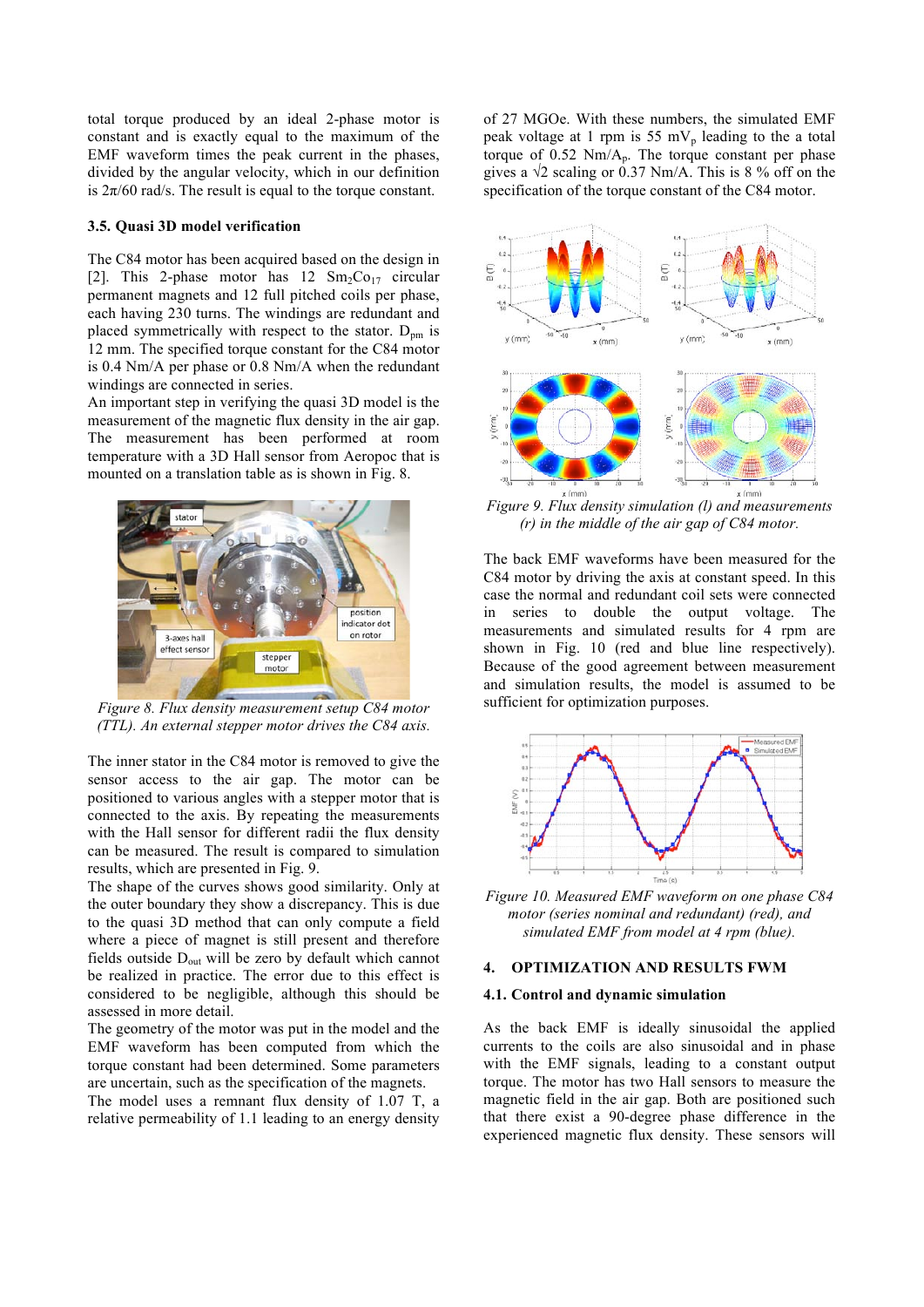total torque produced by an ideal 2-phase motor is constant and is exactly equal to the maximum of the EMF waveform times the peak current in the phases, divided by the angular velocity, which in our definition is $2\pi/60$ rad/s. The result is equal to the torque constant.

### 3.5. Quasi 3D model verification

The C84 motor has been acquired based on the design in [2]. This 2-phase motor has 12 $Sm_2Co_{17}$ circular permanent magnets and 12 full pitched coils per phase, each having 230 turns. The windings are redundant and placed symmetrically with respect to the stator. $D_{pm}$ is 12 mm. The specified torque constant for the C84 motor is 0.4 Nm/A per phase or 0.8 Nm/A when the redundant windings are connected in series.

An important step in verifying the quasi 3D model is the measurement of the magnetic flux density in the air gap. The measurement has been performed at room temperature with a 3D Hall sensor from Aeropoc that is mounted on a translation table as is shown in Fig. 8.

*Figure 8. Flux density measurement setup C84 motor (TTL). An external stepper motor drives the C84 axis.*

The inner stator in the C84 motor is removed to give the sensor access to the air gap. The motor can be positioned to various angles with a stepper motor that is connected to the axis. By repeating the measurements with the Hall sensor for different radii the flux density can be measured. The result is compared to simulation results, which are presented in Fig. 9.

The shape of the curves shows good similarity. Only at the outer boundary they show a discrepancy. This is due to the quasi 3D method that can only compute a field where a piece of magnet is still present and therefore fields outside $D_{out}$ will be zero by default which cannot be realized in practice. The error due to this effect is considered to be negligible, although this should be assessed in more detail.

The geometry of the motor was put in the model and the EMF waveform has been computed from which the torque constant had been determined. Some parameters are uncertain, such as the specification of the magnets. The model uses a remnant flux density of 1.07 T, a relative permeability of 1.1 leading to an energy density of 27 MGOe. With these numbers, the simulated EMF peak voltage at 1 rpm is 55 $mV_p$ leading to the a total torque of 0.52 $Nm/A_p$. The torque constant per phase gives a $\sqrt{2}$ scaling or 0.37 Nm/A. This is 8 % off on the specification of the torque constant of the C84 motor.

*Figure 9. Flux density simulation (l) and measurements (r) in the middle of the air gap of C84 motor.*

The back EMF waveforms have been measured for the C84 motor by driving the axis at constant speed. In this case the normal and redundant coil sets were connected in series to double the output voltage. The measurements and simulated results for 4 rpm are shown in Fig. 10 (red and blue line respectively). Because of the good agreement between measurement and simulation results, the model is assumed to be sufficient for optimization purposes.

*Figure 10. Measured EMF waveform on one phase C84 motor (series nominal and redundant) (red), and simulated EMF from model at 4 rpm (blue).*

## 4. OPTIMIZATION AND RESULTS FWM

### 4.1. Control and dynamic simulation

As the back EMF is ideally sinusoidal the applied currents to the coils are also sinusoidal and in phase with the EMF signals, leading to a constant output torque. The motor has two Hall sensors to measure the magnetic field in the air gap. Both are positioned such that there exist a 90-degree phase difference in the experienced magnetic flux density. These sensors will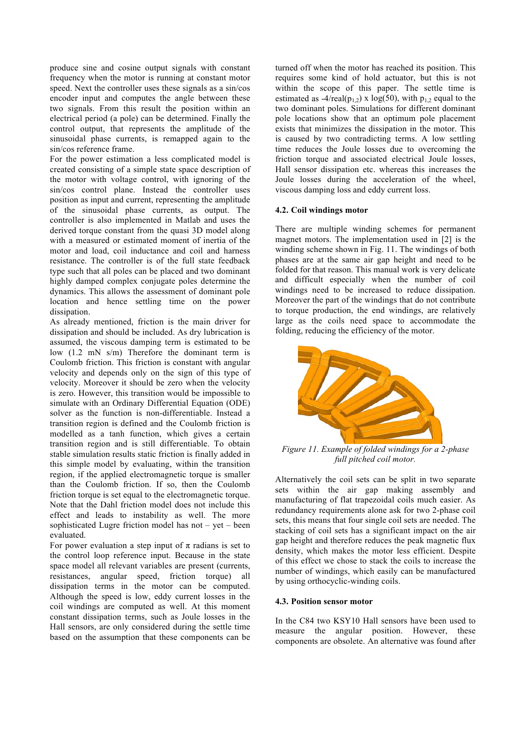produce sine and cosine output signals with constant frequency when the motor is running at constant motor speed. Next the controller uses these signals as a sin/cos encoder input and computes the angle between these two signals. From this result the position within an electrical period (a pole) can be determined. Finally the control output, that represents the amplitude of the sinusoidal phase currents, is remapped again to the sin/cos reference frame.

For the power estimation a less complicated model is created consisting of a simple state space description of the motor with voltage control, with ignoring of the sin/cos control plane. Instead the controller uses position as input and current, representing the amplitude of the sinusoidal phase currents, as output. The controller is also implemented in Matlab and uses the derived torque constant from the quasi 3D model along with a measured or estimated moment of inertia of the motor and load, coil inductance and coil and harness resistance. The controller is of the full state feedback type such that all poles can be placed and two dominant highly damped complex conjugate poles determine the dynamics. This allows the assessment of dominant pole location and hence settling time on the power dissipation.

As already mentioned, friction is the main driver for dissipation and should be included. As dry lubrication is assumed, the viscous damping term is estimated to be low (1.2 mN s/m) Therefore the dominant term is Coulomb friction. This friction is constant with angular velocity and depends only on the sign of this type of velocity. Moreover it should be zero when the velocity is zero. However, this transition would be impossible to simulate with an Ordinary Differential Equation (ODE) solver as the function is non-differentiable. Instead a transition region is defined and the Coulomb friction is modelled as a tanh function, which gives a certain transition region and is still differentiable. To obtain stable simulation results static friction is finally added in this simple model by evaluating, within the transition region, if the applied electromagnetic torque is smaller than the Coulomb friction. If so, then the Coulomb friction torque is set equal to the electromagnetic torque. Note that the Dahl friction model does not include this effect and leads to instability as well. The more sophisticated Lugre friction model has not – yet – been evaluated.

For power evaluation a step input of $\pi$ radians is set to the control loop reference input. Because in the state space model all relevant variables are present (currents, resistances, angular speed, friction torque) all dissipation terms in the motor can be computed. Although the speed is low, eddy current losses in the coil windings are computed as well. At this moment constant dissipation terms, such as Joule losses in the Hall sensors, are only considered during the settle time based on the assumption that these components can be turned off when the motor has reached its position. This requires some kind of hold actuator, but this is not within the scope of this paper. The settle time is estimated as $-4/\mathrm{real}(p_{1,2}) \times \log(50)$, with $p_{1,2}$ equal to the two dominant poles. Simulations for different dominant pole locations show that an optimum pole placement exists that minimizes the dissipation in the motor. This is caused by two contradicting terms. A low settling time reduces the Joule losses due to overcoming the friction torque and associated electrical Joule losses, Hall sensor dissipation etc. whereas this increases the Joule losses during the acceleration of the wheel, viscous damping loss and eddy current loss.

### 4.2. Coil windings motor

There are multiple winding schemes for permanent magnet motors. The implementation used in [2] is the winding scheme shown in Fig. 11. The windings of both phases are at the same air gap height and need to be folded for that reason. This manual work is very delicate and difficult especially when the number of coil windings need to be increased to reduce dissipation. Moreover the part of the windings that do not contribute to torque production, the end windings, are relatively large as the coils need space to accommodate the folding, reducing the efficiency of the motor.

*Figure 11. Example of folded windings for a 2-phase full pitched coil motor.*

Alternatively the coil sets can be split in two separate sets within the air gap making assembly and manufacturing of flat trapezoidal coils much easier. As redundancy requirements alone ask for two 2-phase coil sets, this means that four single coil sets are needed. The stacking of coil sets has a significant impact on the air gap height and therefore reduces the peak magnetic flux density, which makes the motor less efficient. Despite of this effect we chose to stack the coils to increase the number of windings, which easily can be manufactured by using orthocyclic-winding coils.

### 4.3. Position sensor motor

In the C84 two KSY10 Hall sensors have been used to measure the angular position. However, these components are obsolete. An alternative was found after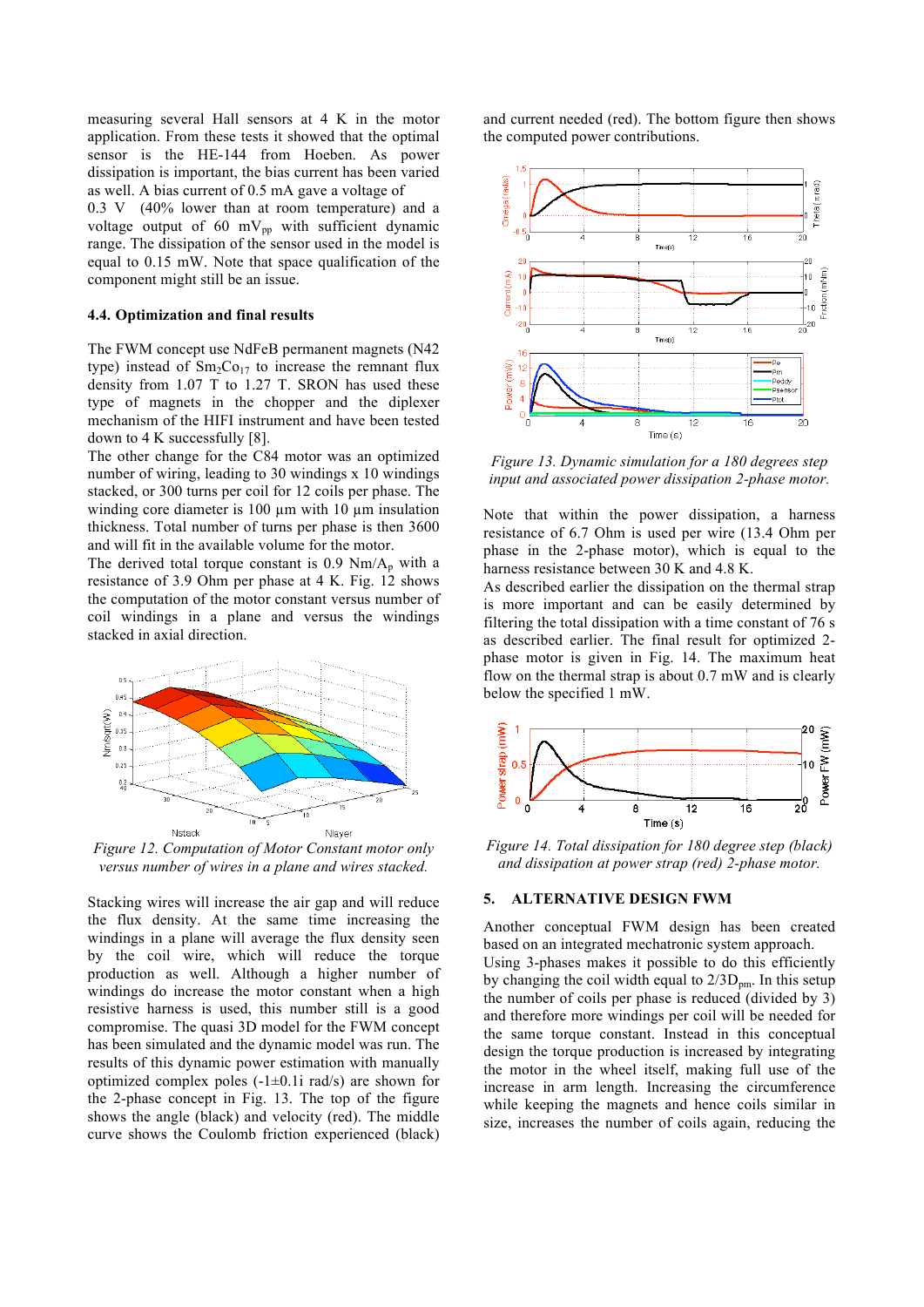measuring several Hall sensors at 4 K in the motor application. From these tests it showed that the optimal sensor is the HE-144 from Hoeben. As power dissipation is important, the bias current has been varied as well. A bias current of 0.5 mA gave a voltage of 0.3 V (40% lower than at room temperature) and a voltage output of 60 $mV_{pp}$ with sufficient dynamic range. The dissipation of the sensor used in the model is equal to 0.15 mW. Note that space qualification of the component might still be an issue.

### 4.4. Optimization and final results

The FWM concept use NdFeB permanent magnets (N42 type) instead of $Sm_2Co_{17}$ to increase the remnant flux density from 1.07 T to 1.27 T. SRON has used these type of magnets in the chopper and the diplexer mechanism of the HIFI instrument and have been tested down to 4 K successfully [8].

The other change for the C84 motor was an optimized number of wiring, leading to 30 windings x 10 windings stacked, or 300 turns per coil for 12 coils per phase. The winding core diameter is 100 µm with 10 µm insulation thickness. Total number of turns per phase is then 3600 and will fit in the available volume for the motor.

The derived total torque constant is 0.9 $Nm/A_p$ with a resistance of 3.9 Ohm per phase at 4 K. Fig. 12 shows the computation of the motor constant versus number of coil windings in a plane and versus the windings stacked in axial direction.

*Figure 12. Computation of Motor Constant motor only versus number of wires in a plane and wires stacked.*

Stacking wires will increase the air gap and will reduce the flux density. At the same time increasing the windings in a plane will average the flux density seen by the coil wire, which will reduce the torque production as well. Although a higher number of windings do increase the motor constant when a high resistive harness is used, this number still is a good compromise. The quasi 3D model for the FWM concept has been simulated and the dynamic model was run. The results of this dynamic power estimation with manually optimized complex poles (-1±0.1i rad/s) are shown for the 2-phase concept in Fig. 13. The top of the figure shows the angle (black) and velocity (red). The middle curve shows the Coulomb friction experienced (black) and current needed (red). The bottom figure then shows the computed power contributions.

*Figure 13. Dynamic simulation for a 180 degrees step input and associated power dissipation 2-phase motor.*

Note that within the power dissipation, a harness resistance of 6.7 Ohm is used per wire (13.4 Ohm per phase in the 2-phase motor), which is equal to the harness resistance between 30 K and 4.8 K.

As described earlier the dissipation on the thermal strap is more important and can be easily determined by filtering the total dissipation with a time constant of 76 s as described earlier. The final result for optimized 2-phase motor is given in Fig. 14. The maximum heat flow on the thermal strap is about 0.7 mW and is clearly below the specified 1 mW.

*Figure 14. Total dissipation for 180 degree step (black) and dissipation at power strap (red) 2-phase motor.*

## 5. ALTERNATIVE DESIGN FWM

Another conceptual FWM design has been created based on an integrated mechatronic system approach.

Using 3-phases makes it possible to do this efficiently by changing the coil width equal to $2/3D_{pm}$. In this setup the number of coils per phase is reduced (divided by 3) and therefore more windings per coil will be needed for the same torque constant. Instead in this conceptual design the torque production is increased by integrating the motor in the wheel itself, making full use of the increase in arm length. Increasing the circumference while keeping the magnets and hence coils similar in size, increases the number of coils again, reducing the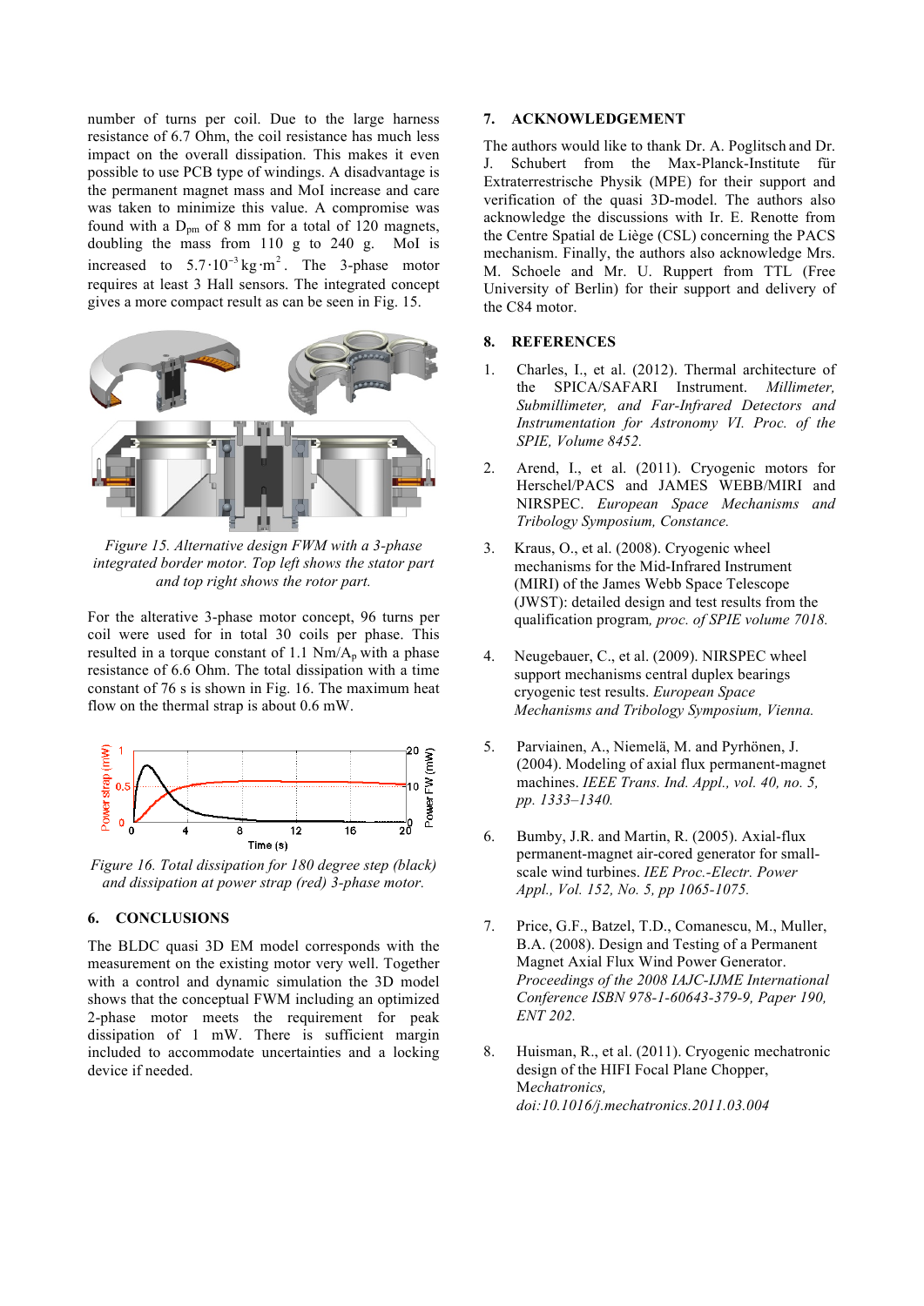number of turns per coil. Due to the large harness resistance of 6.7 Ohm, the coil resistance has much less impact on the overall dissipation. This makes it even possible to use PCB type of windings. A disadvantage is the permanent magnet mass and MoI increase and care was taken to minimize this value. A compromise was found with a $D_{pm}$ of 8 mm for a total of 120 magnets, doubling the mass from 110 g to 240 g. MoI is increased to $5.7 \cdot 10^{-3}\,\text{kg} \cdot \text{m}^2$. The 3-phase motor requires at least 3 Hall sensors. The integrated concept gives a more compact result as can be seen in Fig. 15.

*Figure 15. Alternative design FWM with a 3-phase integrated border motor. Top left shows the stator part and top right shows the rotor part.*

For the alterative 3-phase motor concept, 96 turns per coil were used for in total 30 coils per phase. This resulted in a torque constant of 1.1 Nm/$A_p$ with a phase resistance of 6.6 Ohm. The total dissipation with a time constant of 76 s is shown in Fig. 16. The maximum heat flow on the thermal strap is about 0.6 mW.

Power strap (mW)
1
0.5
0
0
4
8
12
16
20
Time (s)
20
10
0
Power FW (mW)

*Figure 16. Total dissipation for 180 degree step (black) and dissipation at power strap (red) 3-phase motor.*

## 6. CONCLUSIONS

The BLDC quasi 3D EM model corresponds with the measurement on the existing motor very well. Together with a control and dynamic simulation the 3D model shows that the conceptual FWM including an optimized 2-phase motor meets the requirement for peak dissipation of 1 mW. There is sufficient margin included to accommodate uncertainties and a locking device if needed.

## 7. ACKNOWLEDGEMENT

The authors would like to thank Dr. A. Poglitsch and Dr. J. Schubert from the Max-Planck-Institute für Extraterrestrische Physik (MPE) for their support and verification of the quasi 3D-model. The authors also acknowledge the discussions with Ir. E. Renotte from the Centre Spatial de Liège (CSL) concerning the PACS mechanism. Finally, the authors also acknowledge Mrs. M. Schoele and Mr. U. Ruppert from TTL (Free University of Berlin) for their support and delivery of the C84 motor.

## 8. REFERENCES

1. Charles, I., et al. (2012). Thermal architecture of the SPICA/SAFARI Instrument. *Millimeter, Submillimeter, and Far-Infrared Detectors and Instrumentation for Astronomy VI. Proc. of the SPIE, Volume 8452.*

2. Arend, I., et al. (2011). Cryogenic motors for Herschel/PACS and JAMES WEBB/MIRI and NIRSPEC. *European Space Mechanisms and Tribology Symposium, Constance.*

3. Kraus, O., et al. (2008). Cryogenic wheel mechanisms for the Mid-Infrared Instrument (MIRI) of the James Webb Space Telescope (JWST): detailed design and test results from the qualification program, *proc. of SPIE volume 7018.*

4. Neugebauer, C., et al. (2009). NIRSPEC wheel support mechanisms central duplex bearings cryogenic test results. *European Space Mechanisms and Tribology Symposium, Vienna.*

5. Parviainen, A., Niemelä, M. and Pyrhönen, J. (2004). Modeling of axial flux permanent-magnet machines. *IEEE Trans. Ind. Appl., vol. 40, no. 5, pp. 1333–1340.*

6. Bumby, J.R. and Martin, R. (2005). Axial-flux permanent-magnet air-cored generator for small-scale wind turbines. *IEE Proc.-Electr. Power Appl., Vol. 152, No. 5, pp 1065-1075.*

7. Price, G.F., Batzel, T.D., Comanescu, M., Muller, B.A. (2008). Design and Testing of a Permanent Magnet Axial Flux Wind Power Generator. *Proceedings of the 2008 IAJC-IJME International Conference ISBN 978-1-60643-379-9, Paper 190, ENT 202.*

8. Huisman, R., et al. (2011). Cryogenic mechatronic design of the HIFI Focal Plane Chopper, Me*chatronics, doi:10.1016/j.mechatronics.2011.03.004*